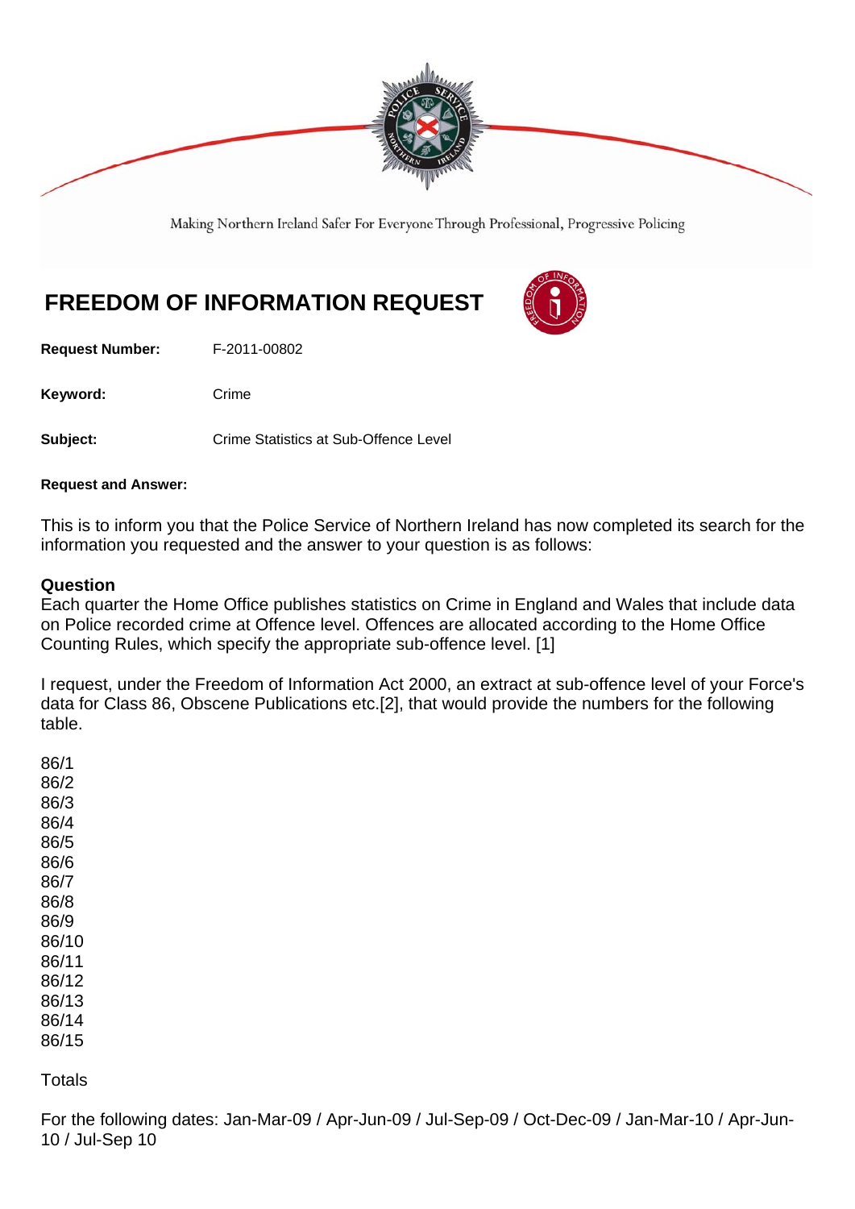Making Northern Ireland Safer For Everyone Through Professional, Progressive Policing

# FREEDOM OF INFORMATION REQUEST

**Request Number:** F-2011-00802

**Keyword:** Crime

**Subject:** Crime Statistics at Sub-Offence Level

**Request and Answer:**

This is to inform you that the Police Service of Northern Ireland has now completed its search for the information you requested and the answer to your question is as follows:

### Question

Each quarter the Home Office publishes statistics on Crime in England and Wales that include data on Police recorded crime at Offence level. Offences are allocated according to the Home Office Counting Rules, which specify the appropriate sub-offence level. [1]

I request, under the Freedom of Information Act 2000, an extract at sub-offence level of your Force's data for Class 86, Obscene Publications etc.[2], that would provide the numbers for the following table.

86/1
86/2
86/3
86/4
86/5
86/6
86/7
86/8
86/9
86/10
86/11
86/12
86/13
86/14
86/15

Totals

For the following dates: Jan-Mar-09 / Apr-Jun-09 / Jul-Sep-09 / Oct-Dec-09 / Jan-Mar-10 / Apr-Jun-10 / Jul-Sep 10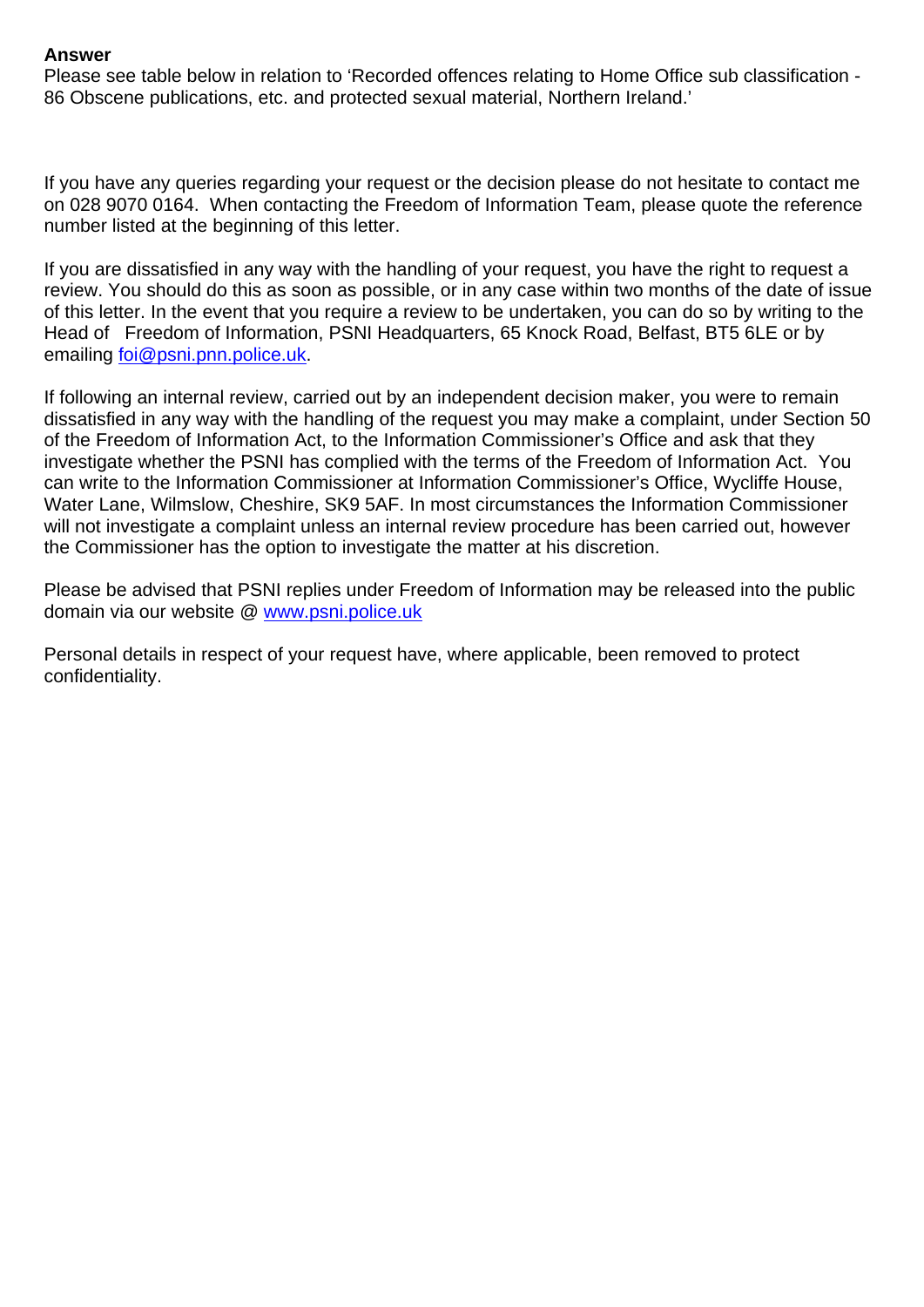**Answer**

Please see table below in relation to 'Recorded offences relating to Home Office sub classification - 86 Obscene publications, etc. and protected sexual material, Northern Ireland.'

If you have any queries regarding your request or the decision please do not hesitate to contact me on 028 9070 0164. When contacting the Freedom of Information Team, please quote the reference number listed at the beginning of this letter.

If you are dissatisfied in any way with the handling of your request, you have the right to request a review. You should do this as soon as possible, or in any case within two months of the date of issue of this letter. In the event that you require a review to be undertaken, you can do so by writing to the Head of Freedom of Information, PSNI Headquarters, 65 Knock Road, Belfast, BT5 6LE or by emailing foi@psni.pnn.police.uk.

If following an internal review, carried out by an independent decision maker, you were to remain dissatisfied in any way with the handling of the request you may make a complaint, under Section 50 of the Freedom of Information Act, to the Information Commissioner's Office and ask that they investigate whether the PSNI has complied with the terms of the Freedom of Information Act. You can write to the Information Commissioner at Information Commissioner's Office, Wycliffe House, Water Lane, Wilmslow, Cheshire, SK9 5AF. In most circumstances the Information Commissioner will not investigate a complaint unless an internal review procedure has been carried out, however the Commissioner has the option to investigate the matter at his discretion.

Please be advised that PSNI replies under Freedom of Information may be released into the public domain via our website @ www.psni.police.uk

Personal details in respect of your request have, where applicable, been removed to protect confidentiality.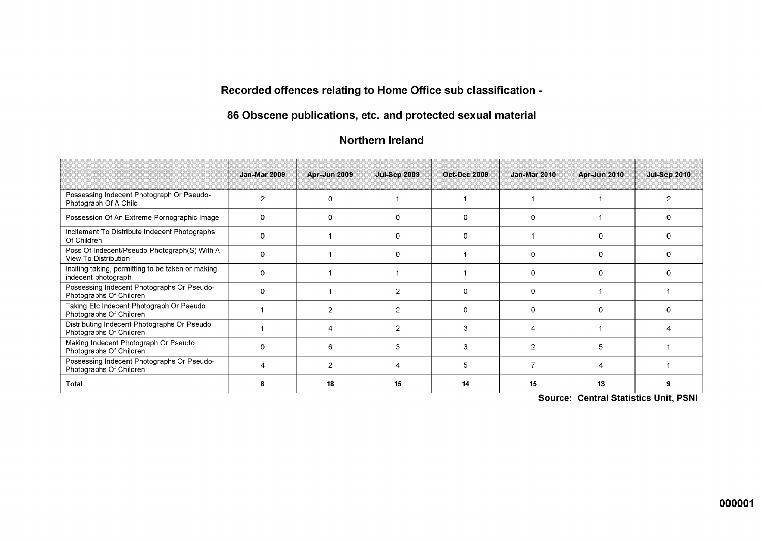## Recorded offences relating to Home Office sub classification -

## 86 Obscene publications, etc. and protected sexual material

## Northern Ireland

| | Jan-Mar 2009 | Apr-Jun 2009 | Jul-Sep 2009 | Oct-Dec 2009 | Jan-Mar 2010 | Apr-Jun 2010 | Jul-Sep 2010 |
|---|---|---|---|---|---|---|---|
| Possessing Indecent Photograph Or Pseudo-Photograph Of A Child | 2 | 0 | 1 | 1 | 1 | 1 | 2 |
| Possession Of An Extreme Pornographic Image | 0 | 0 | 0 | 0 | 0 | 1 | 0 |
| Incitement To Distribute Indecent Photographs Of Children | 0 | 1 | 0 | 0 | 1 | 0 | 0 |
| Poss Of Indecent/Pseudo Photograph(S) With A View To Distribution | 0 | 1 | 0 | 1 | 0 | 0 | 0 |
| Inciting taking, permitting to be taken or making indecent photograph | 0 | 1 | 1 | 1 | 0 | 0 | 0 |
| Possessing Indecent Photographs Or Pseudo-Photographs Of Children | 0 | 1 | 2 | 0 | 0 | 1 | 1 |
| Taking Etc Indecent Photograph Or Pseudo Photographs Of Children | 1 | 2 | 2 | 0 | 0 | 0 | 0 |
| Distributing Indecent Photographs Or Pseudo Photographs Of Children | 1 | 4 | 2 | 3 | 4 | 1 | 4 |
| Making Indecent Photograph Or Pseudo Photographs Of Children | 0 | 6 | 3 | 3 | 2 | 5 | 1 |
| Possessing Indecent Photographs Or Pseudo-Photographs Of Children | 4 | 2 | 4 | 5 | 7 | 4 | 1 |
| **Total** | **8** | **18** | **15** | **14** | **15** | **13** | **9** |

**Source: Central Statistics Unit, PSNI**

000001